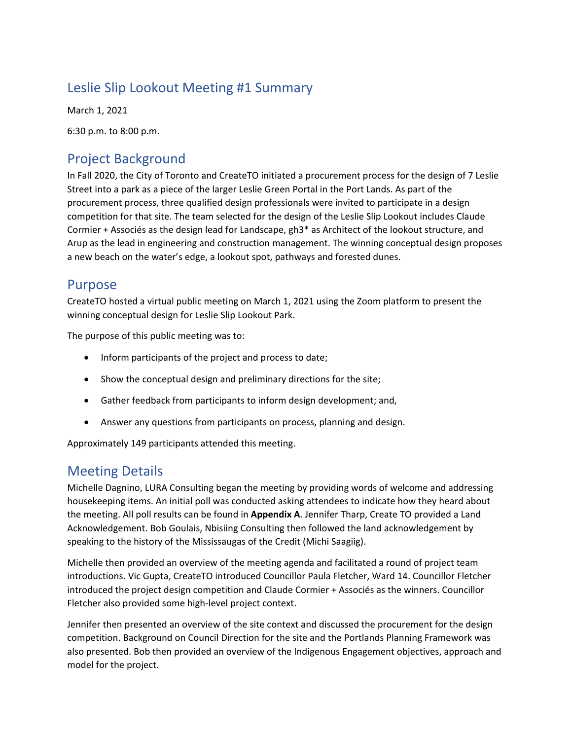# Leslie Slip Lookout Meeting #1 Summary

March 1, 2021

6:30 p.m. to 8:00 p.m.

## Project Background

In Fall 2020, the City of Toronto and CreateTO initiated a procurement process for the design of 7 Leslie Street into a park as a piece of the larger Leslie Green Portal in the Port Lands. As part of the procurement process, three qualified design professionals were invited to participate in a design competition for that site. The team selected for the design of the Leslie Slip Lookout includes Claude Cormier + Associés as the design lead for Landscape, gh3* as Architect of the lookout structure, and Arup as the lead in engineering and construction management. The winning conceptual design proposes a new beach on the water's edge, a lookout spot, pathways and forested dunes.

## Purpose

CreateTO hosted a virtual public meeting on March 1, 2021 using the Zoom platform to present the winning conceptual design for Leslie Slip Lookout Park.

The purpose of this public meeting was to:

- Inform participants of the project and process to date;
- Show the conceptual design and preliminary directions for the site;
- Gather feedback from participants to inform design development; and,
- Answer any questions from participants on process, planning and design.

Approximately 149 participants attended this meeting.

## Meeting Details

Michelle Dagnino, LURA Consulting began the meeting by providing words of welcome and addressing housekeeping items. An initial poll was conducted asking attendees to indicate how they heard about the meeting. All poll results can be found in **Appendix A**. Jennifer Tharp, Create TO provided a Land Acknowledgement. Bob Goulais, Nbisiing Consulting then followed the land acknowledgement by speaking to the history of the Mississaugas of the Credit (Michi Saagiig).

Michelle then provided an overview of the meeting agenda and facilitated a round of project team introductions. Vic Gupta, CreateTO introduced Councillor Paula Fletcher, Ward 14. Councillor Fletcher introduced the project design competition and Claude Cormier + Associés as the winners. Councillor Fletcher also provided some high-level project context.

Jennifer then presented an overview of the site context and discussed the procurement for the design competition. Background on Council Direction for the site and the Portlands Planning Framework was also presented. Bob then provided an overview of the Indigenous Engagement objectives, approach and model for the project.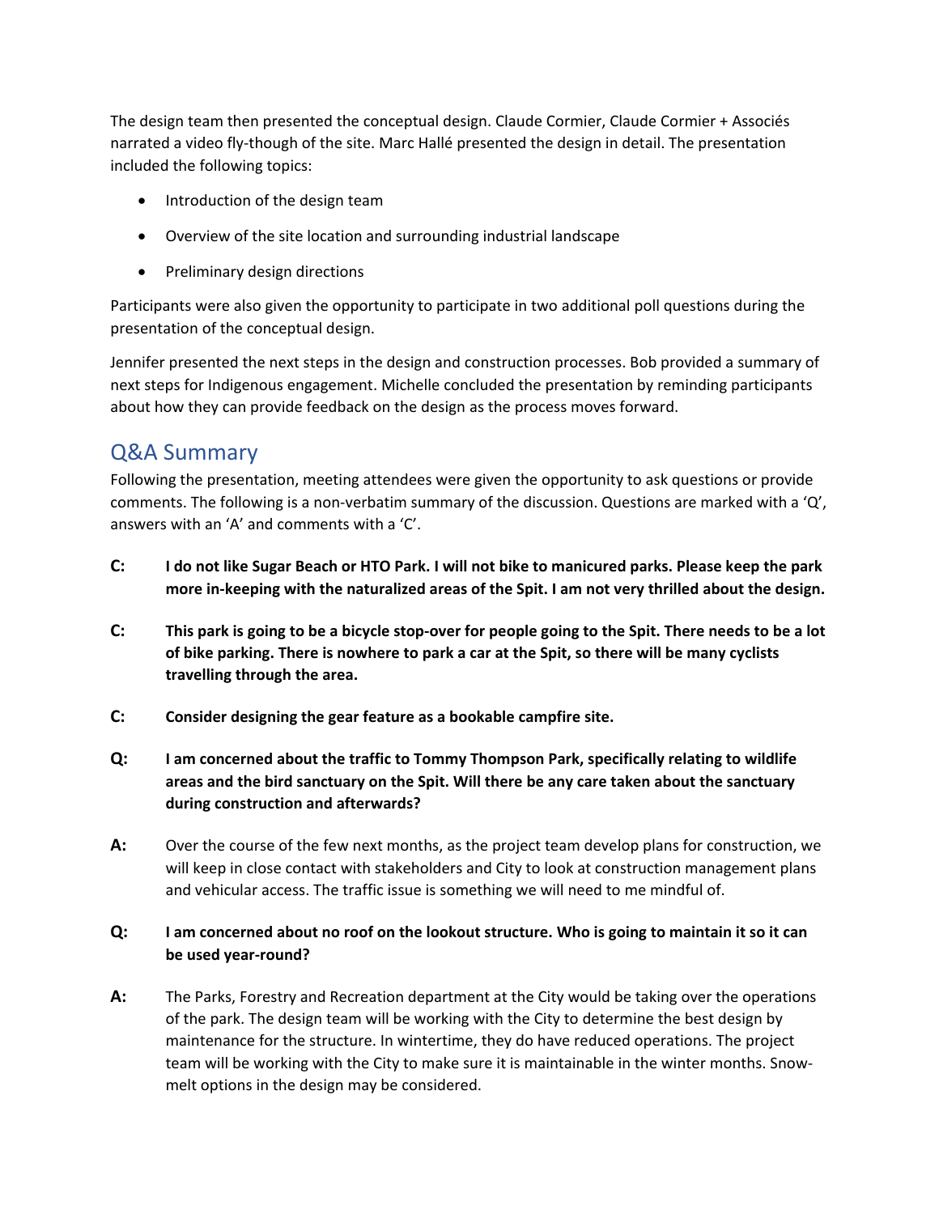The design team then presented the conceptual design. Claude Cormier, Claude Cormier + Associés narrated a video fly-though of the site. Marc Hallé presented the design in detail. The presentation included the following topics:

- Introduction of the design team
- Overview of the site location and surrounding industrial landscape
- Preliminary design directions

Participants were also given the opportunity to participate in two additional poll questions during the presentation of the conceptual design.

Jennifer presented the next steps in the design and construction processes. Bob provided a summary of next steps for Indigenous engagement. Michelle concluded the presentation by reminding participants about how they can provide feedback on the design as the process moves forward.

## Q&A Summary

Following the presentation, meeting attendees were given the opportunity to ask questions or provide comments. The following is a non-verbatim summary of the discussion. Questions are marked with a 'Q', answers with an 'A' and comments with a 'C'.

**C: I do not like Sugar Beach or HTO Park. I will not bike to manicured parks. Please keep the park more in-keeping with the naturalized areas of the Spit. I am not very thrilled about the design.**

**C: This park is going to be a bicycle stop-over for people going to the Spit. There needs to be a lot of bike parking. There is nowhere to park a car at the Spit, so there will be many cyclists travelling through the area.**

**C: Consider designing the gear feature as a bookable campfire site.**

**Q: I am concerned about the traffic to Tommy Thompson Park, specifically relating to wildlife areas and the bird sanctuary on the Spit. Will there be any care taken about the sanctuary during construction and afterwards?**

**A:** Over the course of the few next months, as the project team develop plans for construction, we will keep in close contact with stakeholders and City to look at construction management plans and vehicular access. The traffic issue is something we will need to me mindful of.

**Q: I am concerned about no roof on the lookout structure. Who is going to maintain it so it can be used year-round?**

**A:** The Parks, Forestry and Recreation department at the City would be taking over the operations of the park. The design team will be working with the City to determine the best design by maintenance for the structure. In wintertime, they do have reduced operations. The project team will be working with the City to make sure it is maintainable in the winter months. Snow-melt options in the design may be considered.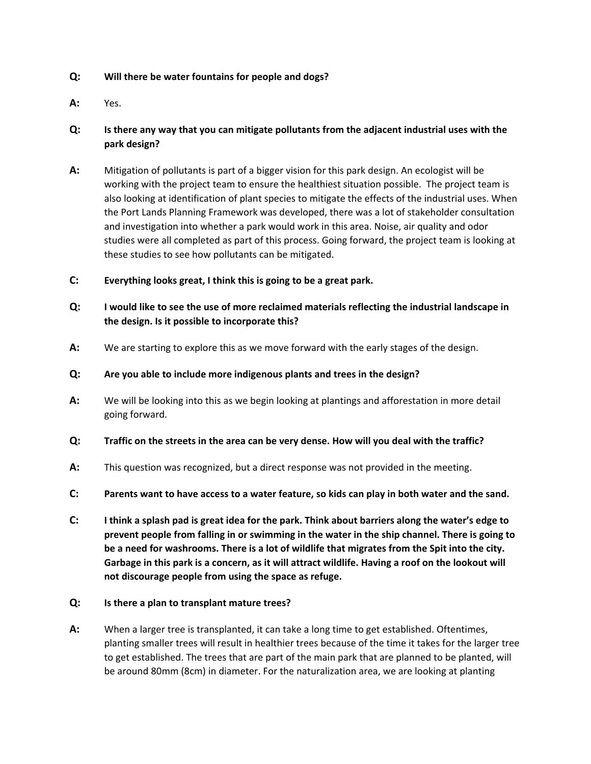**Q:** **Will there be water fountains for people and dogs?**

**A:** Yes.

**Q:** **Is there any way that you can mitigate pollutants from the adjacent industrial uses with the park design?**

**A:** Mitigation of pollutants is part of a bigger vision for this park design. An ecologist will be working with the project team to ensure the healthiest situation possible. The project team is also looking at identification of plant species to mitigate the effects of the industrial uses. When the Port Lands Planning Framework was developed, there was a lot of stakeholder consultation and investigation into whether a park would work in this area. Noise, air quality and odor studies were all completed as part of this process. Going forward, the project team is looking at these studies to see how pollutants can be mitigated.

**C:** **Everything looks great, I think this is going to be a great park.**

**Q:** **I would like to see the use of more reclaimed materials reflecting the industrial landscape in the design. Is it possible to incorporate this?**

**A:** We are starting to explore this as we move forward with the early stages of the design.

**Q:** **Are you able to include more indigenous plants and trees in the design?**

**A:** We will be looking into this as we begin looking at plantings and afforestation in more detail going forward.

**Q:** **Traffic on the streets in the area can be very dense. How will you deal with the traffic?**

**A:** This question was recognized, but a direct response was not provided in the meeting.

**C:** **Parents want to have access to a water feature, so kids can play in both water and the sand.**

**C:** **I think a splash pad is great idea for the park. Think about barriers along the water's edge to prevent people from falling in or swimming in the water in the ship channel. There is going to be a need for washrooms. There is a lot of wildlife that migrates from the Spit into the city. Garbage in this park is a concern, as it will attract wildlife. Having a roof on the lookout will not discourage people from using the space as refuge.**

**Q:** **Is there a plan to transplant mature trees?**

**A:** When a larger tree is transplanted, it can take a long time to get established. Oftentimes, planting smaller trees will result in healthier trees because of the time it takes for the larger tree to get established. The trees that are part of the main park that are planned to be planted, will be around 80mm (8cm) in diameter. For the naturalization area, we are looking at planting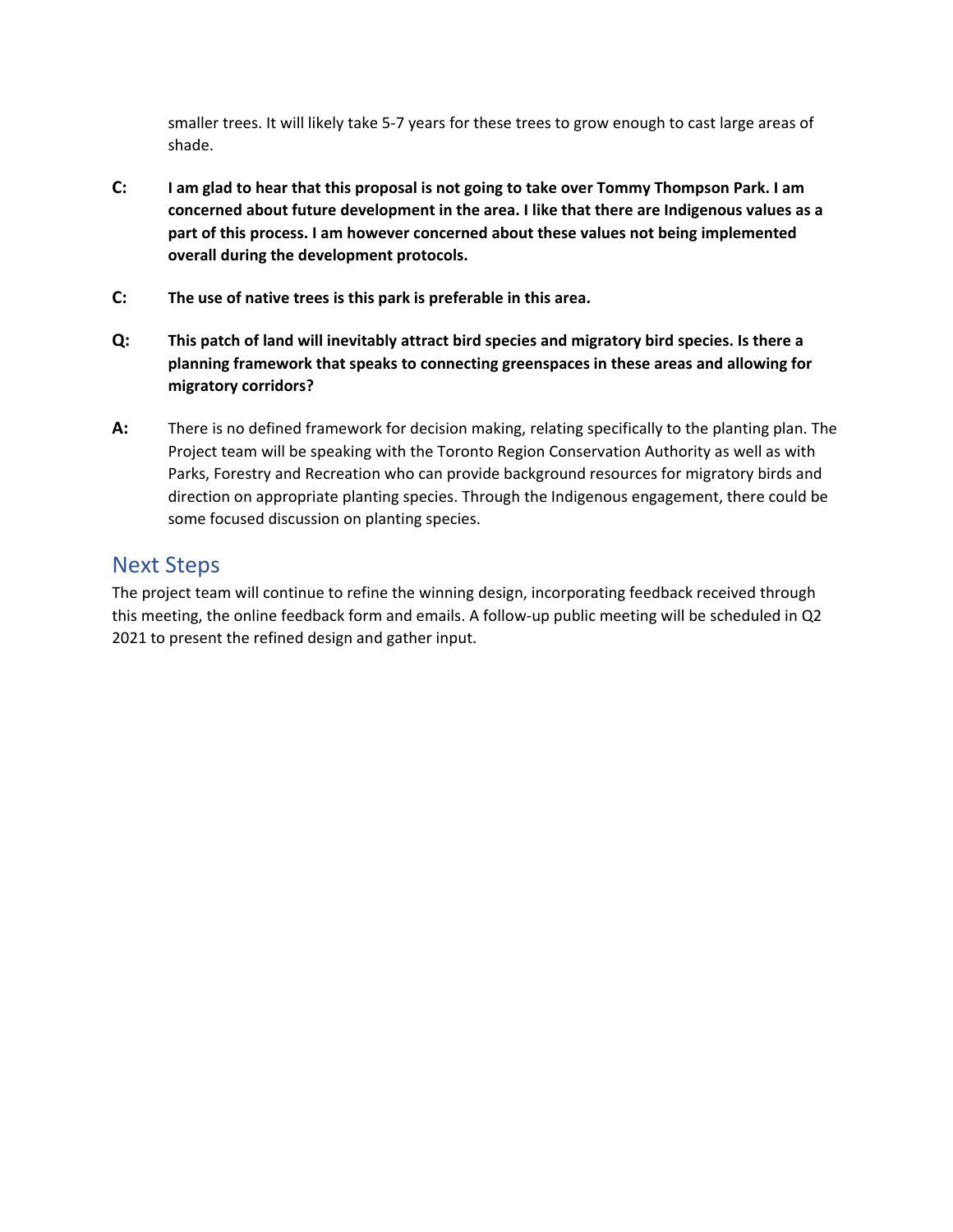smaller trees. It will likely take 5-7 years for these trees to grow enough to cast large areas of shade.

**C:** **I am glad to hear that this proposal is not going to take over Tommy Thompson Park. I am concerned about future development in the area. I like that there are Indigenous values as a part of this process. I am however concerned about these values not being implemented overall during the development protocols.**

**C:** **The use of native trees is this park is preferable in this area.**

**Q:** **This patch of land will inevitably attract bird species and migratory bird species. Is there a planning framework that speaks to connecting greenspaces in these areas and allowing for migratory corridors?**

**A:** There is no defined framework for decision making, relating specifically to the planting plan. The Project team will be speaking with the Toronto Region Conservation Authority as well as with Parks, Forestry and Recreation who can provide background resources for migratory birds and direction on appropriate planting species. Through the Indigenous engagement, there could be some focused discussion on planting species.

## Next Steps

The project team will continue to refine the winning design, incorporating feedback received through this meeting, the online feedback form and emails. A follow-up public meeting will be scheduled in Q2 2021 to present the refined design and gather input.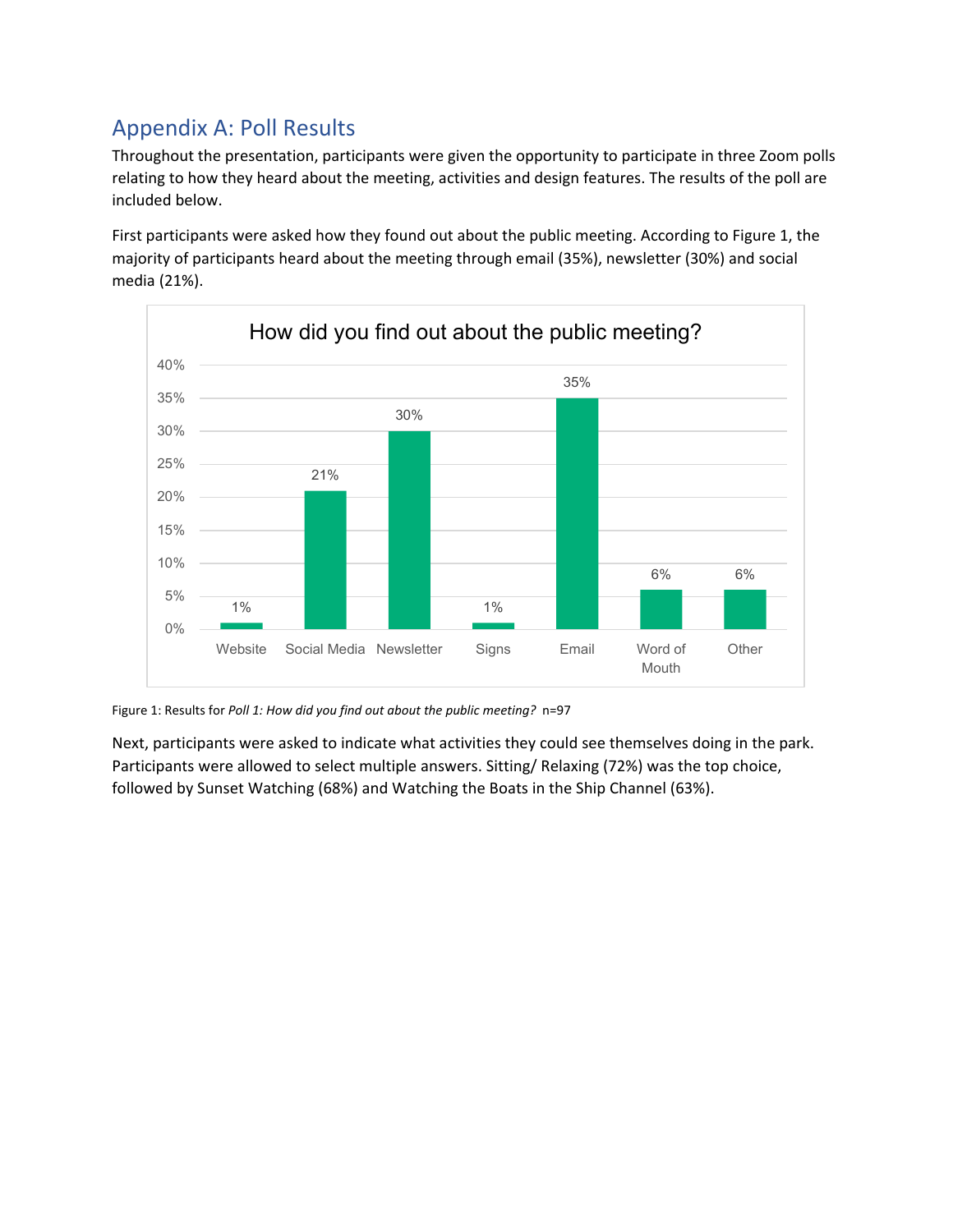## Appendix A: Poll Results

Throughout the presentation, participants were given the opportunity to participate in three Zoom polls relating to how they heard about the meeting, activities and design features. The results of the poll are included below.

First participants were asked how they found out about the public meeting. According to Figure 1, the majority of participants heard about the meeting through email (35%), newsletter (30%) and social media (21%).

How did you find out about the public meeting?

| Website | Social Media | Newsletter | Signs | Email | Word of Mouth | Other |
|---|---|---|---|---|---|---|
| 1% | 21% | 30% | 1% | 35% | 6% | 6% |

Figure 1: Results for *Poll 1: How did you find out about the public meeting?* n=97

Next, participants were asked to indicate what activities they could see themselves doing in the park. Participants were allowed to select multiple answers. Sitting/ Relaxing (72%) was the top choice, followed by Sunset Watching (68%) and Watching the Boats in the Ship Channel (63%).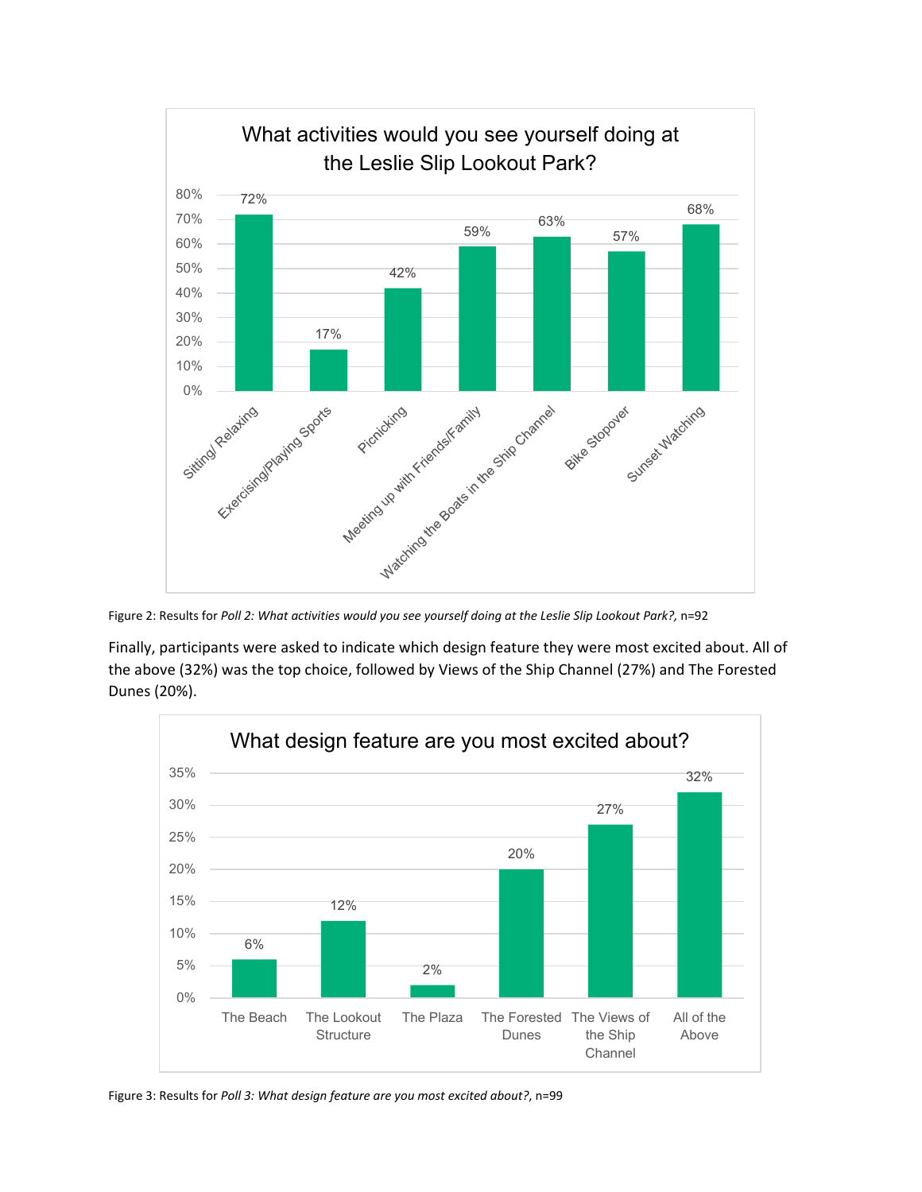What activities would you see yourself doing at the Leslie Slip Lookout Park?

80%
70%
60%
50%
40%
30%
20%
10%
0%

72%
17%
42%
59%
63%
57%
68%

Sitting/ Relaxing
Exercising/Playing Sports
Picnicking
Meeting up with Friends/Family
Watching the Boats in the Ship Channel
Bike Stopover
Sunset Watching

Figure 2: Results for *Poll 2: What activities would you see yourself doing at the Leslie Slip Lookout Park?*, n=92

Finally, participants were asked to indicate which design feature they were most excited about. All of the above (32%) was the top choice, followed by Views of the Ship Channel (27%) and The Forested Dunes (20%).

What design feature are you most excited about?

35%
30%
25%
20%
15%
10%
5%
0%

6%
12%
2%
20%
27%
32%

The Beach
The Lookout Structure
The Plaza
The Forested Dunes
The Views of the Ship Channel
All of the Above

Figure 3: Results for *Poll 3: What design feature are you most excited about?*, n=99